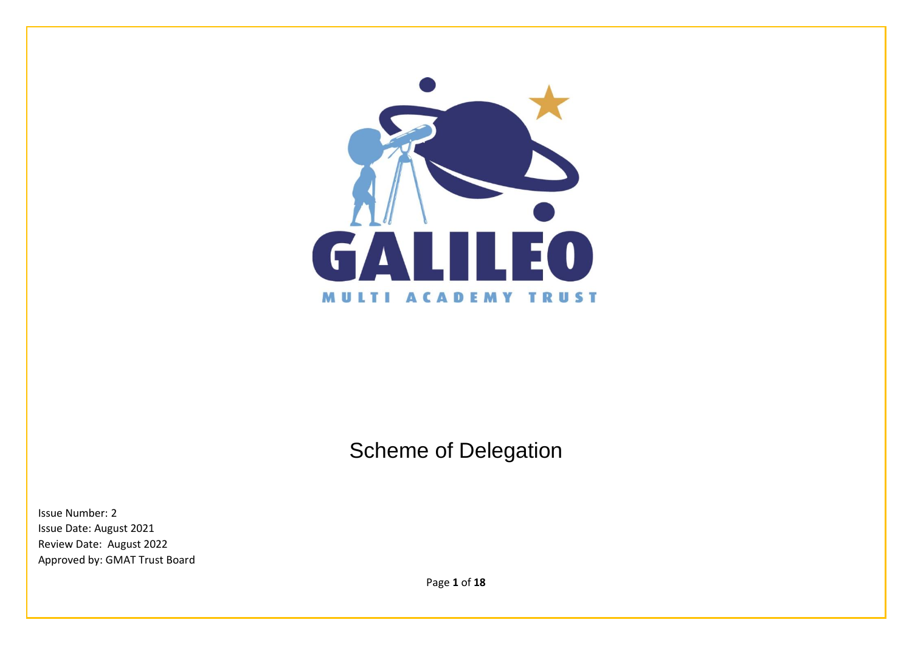GALILEO

MULTI ACADEMY TRUST

# Scheme of Delegation

Issue Number: 2
Issue Date: August 2021
Review Date: August 2022
Approved by: GMAT Trust Board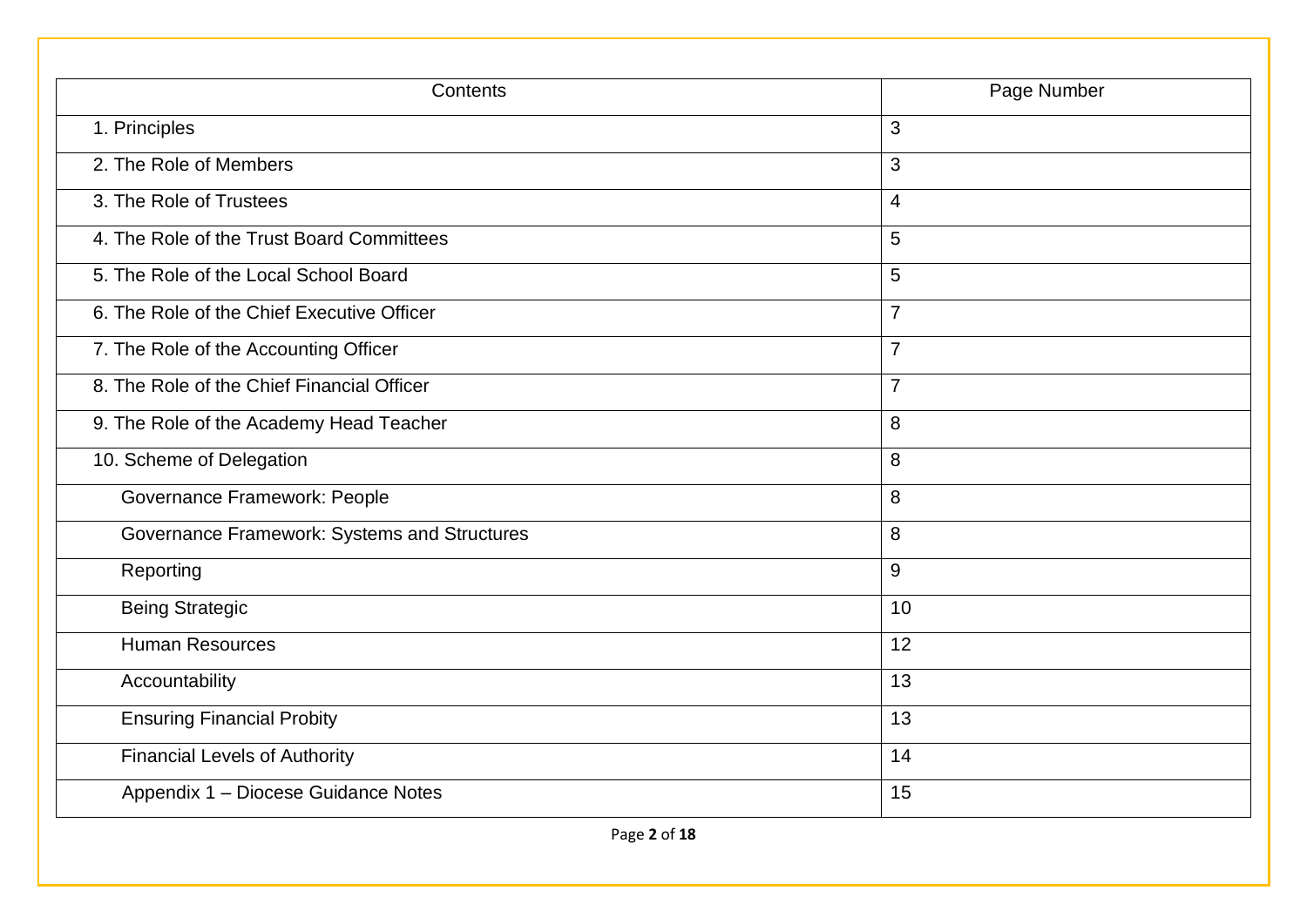| Contents | Page Number |
|---|---|
| 1. Principles | 3 |
| 2. The Role of Members | 3 |
| 3. The Role of Trustees | 4 |
| 4. The Role of the Trust Board Committees | 5 |
| 5. The Role of the Local School Board | 5 |
| 6. The Role of the Chief Executive Officer | 7 |
| 7. The Role of the Accounting Officer | 7 |
| 8. The Role of the Chief Financial Officer | 7 |
| 9. The Role of the Academy Head Teacher | 8 |
| 10. Scheme of Delegation | 8 |
| Governance Framework: People | 8 |
| Governance Framework: Systems and Structures | 8 |
| Reporting | 9 |
| Being Strategic | 10 |
| Human Resources | 12 |
| Accountability | 13 |
| Ensuring Financial Probity | 13 |
| Financial Levels of Authority | 14 |
| Appendix 1 – Diocese Guidance Notes | 15 |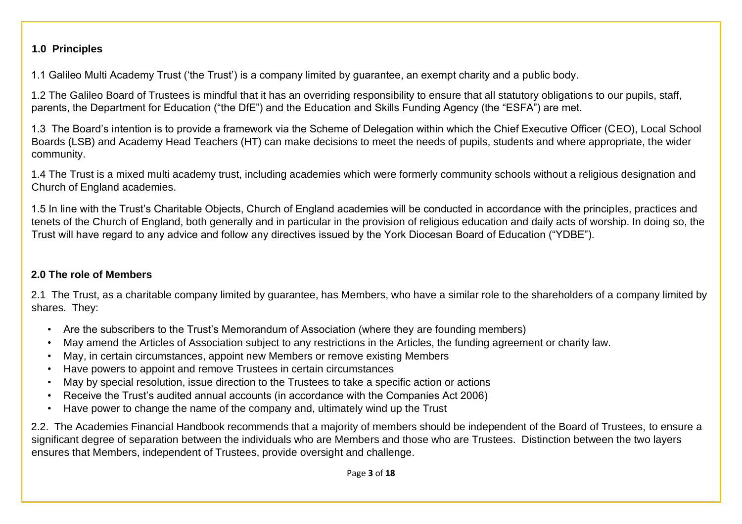## 1.0 Principles

1.1 Galileo Multi Academy Trust ('the Trust') is a company limited by guarantee, an exempt charity and a public body.

1.2 The Galileo Board of Trustees is mindful that it has an overriding responsibility to ensure that all statutory obligations to our pupils, staff, parents, the Department for Education ("the DfE") and the Education and Skills Funding Agency (the "ESFA") are met.

1.3 The Board's intention is to provide a framework via the Scheme of Delegation within which the Chief Executive Officer (CEO), Local School Boards (LSB) and Academy Head Teachers (HT) can make decisions to meet the needs of pupils, students and where appropriate, the wider community.

1.4 The Trust is a mixed multi academy trust, including academies which were formerly community schools without a religious designation and Church of England academies.

1.5 In line with the Trust's Charitable Objects, Church of England academies will be conducted in accordance with the principles, practices and tenets of the Church of England, both generally and in particular in the provision of religious education and daily acts of worship. In doing so, the Trust will have regard to any advice and follow any directives issued by the York Diocesan Board of Education ("YDBE").

## 2.0 The role of Members

2.1 The Trust, as a charitable company limited by guarantee, has Members, who have a similar role to the shareholders of a company limited by shares. They:

- Are the subscribers to the Trust's Memorandum of Association (where they are founding members)
- May amend the Articles of Association subject to any restrictions in the Articles, the funding agreement or charity law.
- May, in certain circumstances, appoint new Members or remove existing Members
- Have powers to appoint and remove Trustees in certain circumstances
- May by special resolution, issue direction to the Trustees to take a specific action or actions
- Receive the Trust's audited annual accounts (in accordance with the Companies Act 2006)
- Have power to change the name of the company and, ultimately wind up the Trust

2.2. The Academies Financial Handbook recommends that a majority of members should be independent of the Board of Trustees, to ensure a significant degree of separation between the individuals who are Members and those who are Trustees. Distinction between the two layers ensures that Members, independent of Trustees, provide oversight and challenge.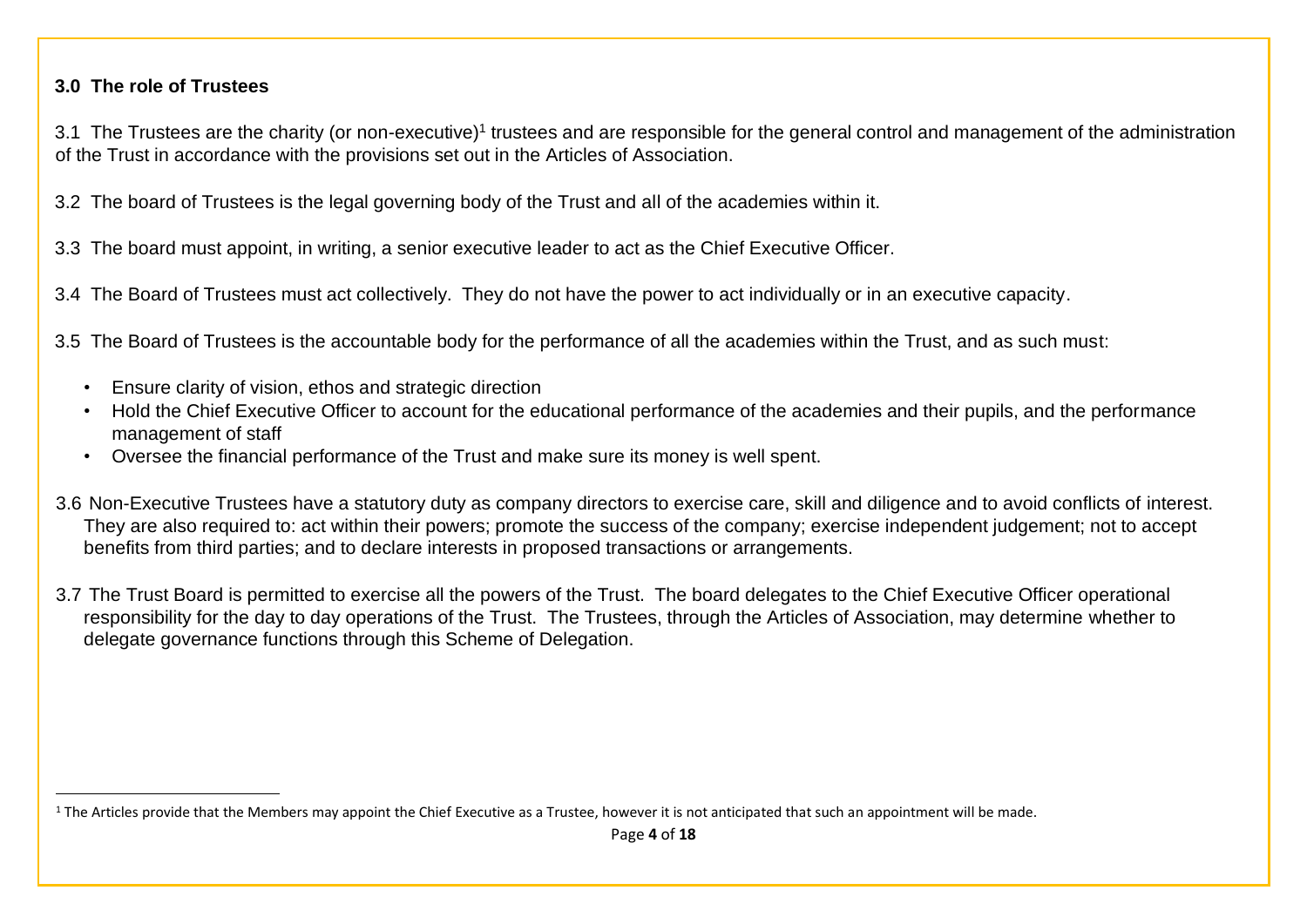### 3.0 The role of Trustees

3.1 The Trustees are the charity (or non-executive)[1] trustees and are responsible for the general control and management of the administration of the Trust in accordance with the provisions set out in the Articles of Association.

3.2 The board of Trustees is the legal governing body of the Trust and all of the academies within it.

3.3 The board must appoint, in writing, a senior executive leader to act as the Chief Executive Officer.

3.4 The Board of Trustees must act collectively. They do not have the power to act individually or in an executive capacity.

3.5 The Board of Trustees is the accountable body for the performance of all the academies within the Trust, and as such must:

- Ensure clarity of vision, ethos and strategic direction
- Hold the Chief Executive Officer to account for the educational performance of the academies and their pupils, and the performance management of staff
- Oversee the financial performance of the Trust and make sure its money is well spent.

3.6 Non-Executive Trustees have a statutory duty as company directors to exercise care, skill and diligence and to avoid conflicts of interest. They are also required to: act within their powers; promote the success of the company; exercise independent judgement; not to accept benefits from third parties; and to declare interests in proposed transactions or arrangements.

3.7 The Trust Board is permitted to exercise all the powers of the Trust. The board delegates to the Chief Executive Officer operational responsibility for the day to day operations of the Trust. The Trustees, through the Articles of Association, may determine whether to delegate governance functions through this Scheme of Delegation.

[1] The Articles provide that the Members may appoint the Chief Executive as a Trustee, however it is not anticipated that such an appointment will be made.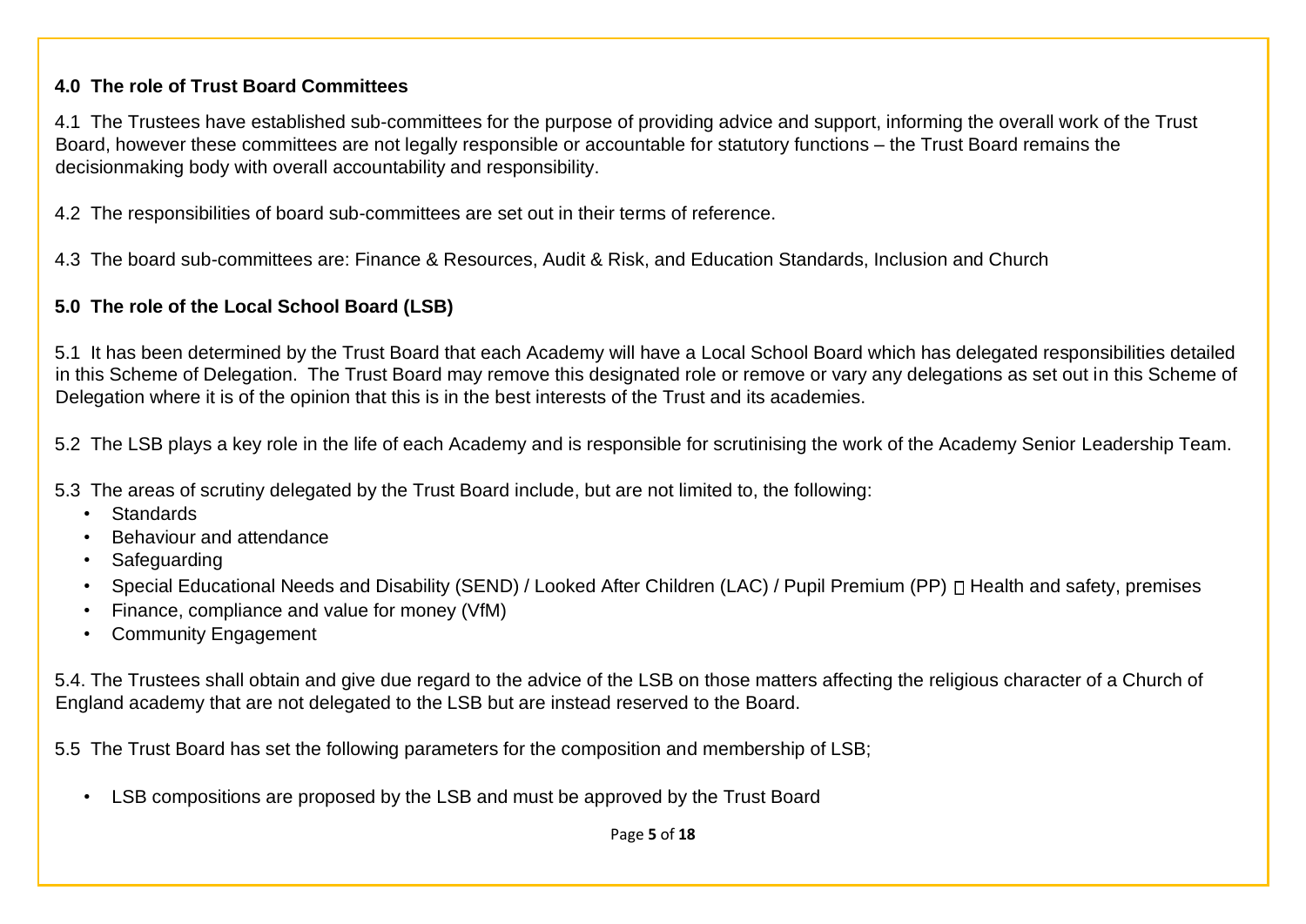**4.0 The role of Trust Board Committees**

4.1 The Trustees have established sub-committees for the purpose of providing advice and support, informing the overall work of the Trust Board, however these committees are not legally responsible or accountable for statutory functions – the Trust Board remains the decisionmaking body with overall accountability and responsibility.

4.2 The responsibilities of board sub-committees are set out in their terms of reference.

4.3 The board sub-committees are: Finance & Resources, Audit & Risk, and Education Standards, Inclusion and Church

**5.0 The role of the Local School Board (LSB)**

5.1 It has been determined by the Trust Board that each Academy will have a Local School Board which has delegated responsibilities detailed in this Scheme of Delegation. The Trust Board may remove this designated role or remove or vary any delegations as set out in this Scheme of Delegation where it is of the opinion that this is in the best interests of the Trust and its academies.

5.2 The LSB plays a key role in the life of each Academy and is responsible for scrutinising the work of the Academy Senior Leadership Team.

5.3 The areas of scrutiny delegated by the Trust Board include, but are not limited to, the following:

- Standards
- Behaviour and attendance
- Safeguarding
- Special Educational Needs and Disability (SEND) / Looked After Children (LAC) / Pupil Premium (PP)  Health and safety, premises
- Finance, compliance and value for money (VfM)
- Community Engagement

5.4. The Trustees shall obtain and give due regard to the advice of the LSB on those matters affecting the religious character of a Church of England academy that are not delegated to the LSB but are instead reserved to the Board.

5.5 The Trust Board has set the following parameters for the composition and membership of LSB;

- LSB compositions are proposed by the LSB and must be approved by the Trust Board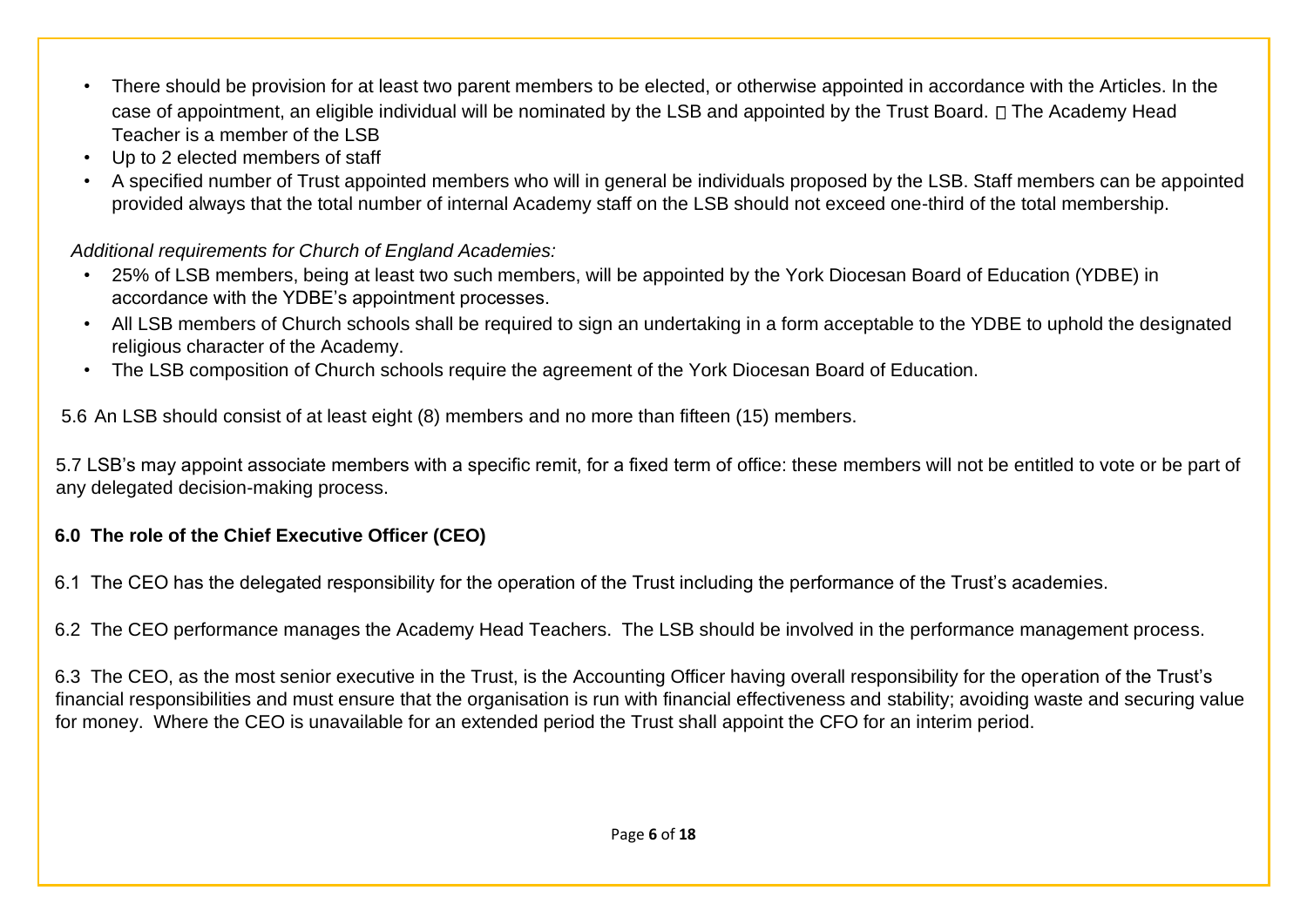- There should be provision for at least two parent members to be elected, or otherwise appointed in accordance with the Articles. In the case of appointment, an eligible individual will be nominated by the LSB and appointed by the Trust Board.  The Academy Head Teacher is a member of the LSB
- Up to 2 elected members of staff
- A specified number of Trust appointed members who will in general be individuals proposed by the LSB. Staff members can be appointed provided always that the total number of internal Academy staff on the LSB should not exceed one-third of the total membership.

*Additional requirements for Church of England Academies:*

- 25% of LSB members, being at least two such members, will be appointed by the York Diocesan Board of Education (YDBE) in accordance with the YDBE's appointment processes.
- All LSB members of Church schools shall be required to sign an undertaking in a form acceptable to the YDBE to uphold the designated religious character of the Academy.
- The LSB composition of Church schools require the agreement of the York Diocesan Board of Education.

5.6 An LSB should consist of at least eight (8) members and no more than fifteen (15) members.

5.7 LSB's may appoint associate members with a specific remit, for a fixed term of office: these members will not be entitled to vote or be part of any delegated decision-making process.

## 6.0 The role of the Chief Executive Officer (CEO)

6.1 The CEO has the delegated responsibility for the operation of the Trust including the performance of the Trust's academies.

6.2 The CEO performance manages the Academy Head Teachers. The LSB should be involved in the performance management process.

6.3 The CEO, as the most senior executive in the Trust, is the Accounting Officer having overall responsibility for the operation of the Trust's financial responsibilities and must ensure that the organisation is run with financial effectiveness and stability; avoiding waste and securing value for money. Where the CEO is unavailable for an extended period the Trust shall appoint the CFO for an interim period.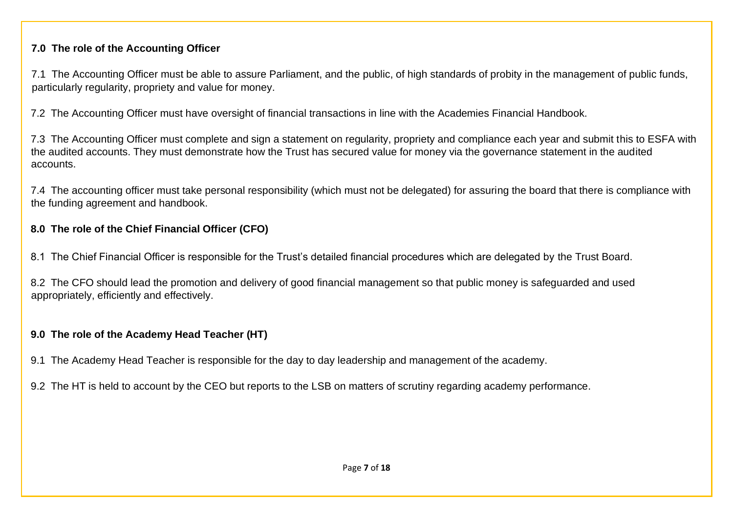## 7.0 The role of the Accounting Officer

7.1 The Accounting Officer must be able to assure Parliament, and the public, of high standards of probity in the management of public funds, particularly regularity, propriety and value for money.

7.2 The Accounting Officer must have oversight of financial transactions in line with the Academies Financial Handbook.

7.3 The Accounting Officer must complete and sign a statement on regularity, propriety and compliance each year and submit this to ESFA with the audited accounts. They must demonstrate how the Trust has secured value for money via the governance statement in the audited accounts.

7.4 The accounting officer must take personal responsibility (which must not be delegated) for assuring the board that there is compliance with the funding agreement and handbook.

## 8.0 The role of the Chief Financial Officer (CFO)

8.1 The Chief Financial Officer is responsible for the Trust's detailed financial procedures which are delegated by the Trust Board.

8.2 The CFO should lead the promotion and delivery of good financial management so that public money is safeguarded and used appropriately, efficiently and effectively.

## 9.0 The role of the Academy Head Teacher (HT)

9.1 The Academy Head Teacher is responsible for the day to day leadership and management of the academy.

9.2 The HT is held to account by the CEO but reports to the LSB on matters of scrutiny regarding academy performance.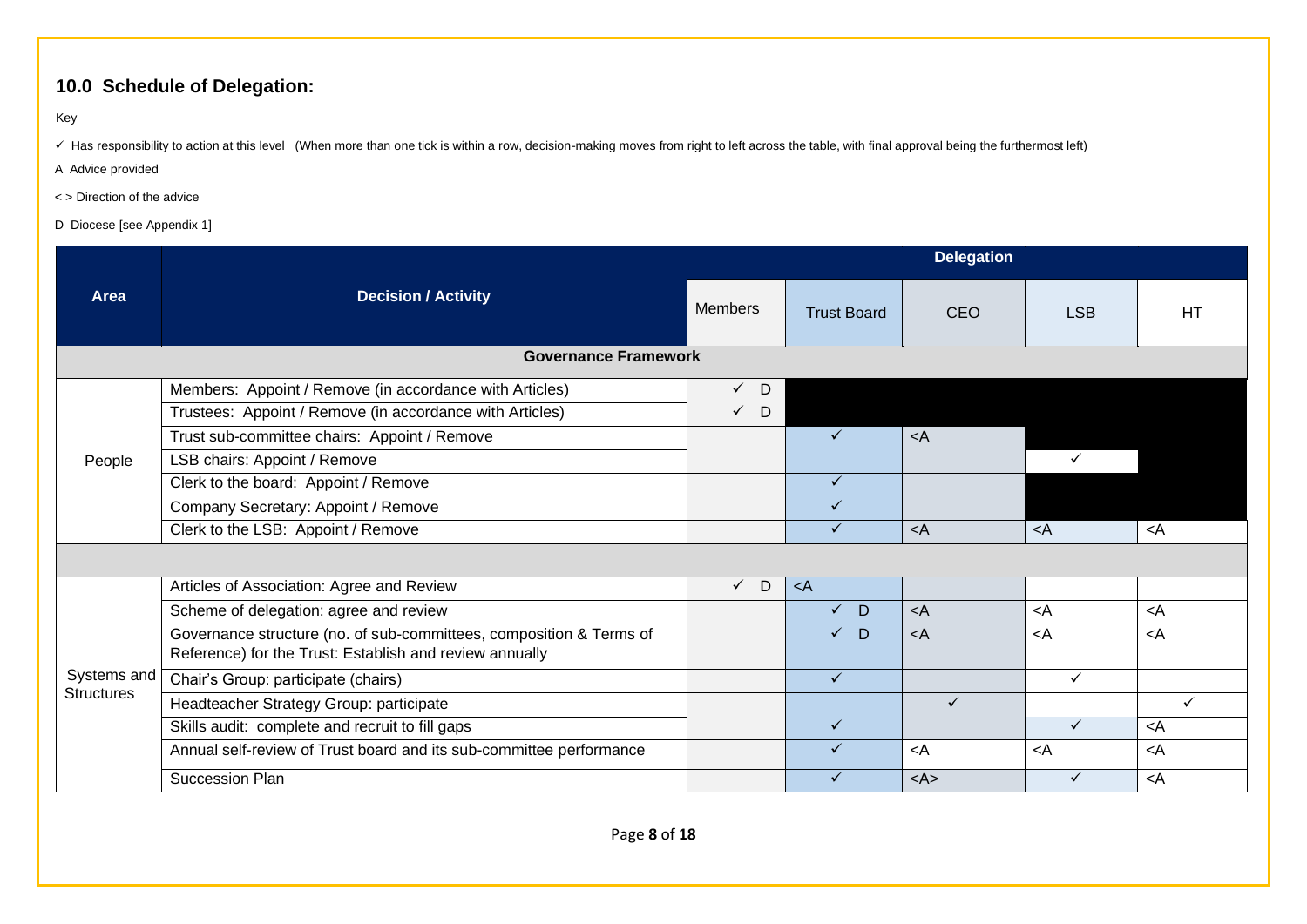## 10.0 Schedule of Delegation:

Key

✓ Has responsibility to action at this level (When more than one tick is within a row, decision-making moves from right to left across the table, with final approval being the furthermost left)

A Advice provided

< > Direction of the advice

D Diocese [see Appendix 1]

| Area | Decision / Activity | Delegation | | | | |
|---|---|---|---|---|---|---|
| | | Members | Trust Board | CEO | LSB | HT |
| **Governance Framework** | | | | | | |
| People | Members: Appoint / Remove (in accordance with Articles) | ✓ D | | | | |
| | Trustees: Appoint / Remove (in accordance with Articles) | ✓ D | | | | |
| | Trust sub-committee chairs: Appoint / Remove | | ✓ | <A | | |
| | LSB chairs: Appoint / Remove | | | | ✓ | |
| | Clerk to the board: Appoint / Remove | | ✓ | | | |
| | Company Secretary: Appoint / Remove | | ✓ | | | |
| | Clerk to the LSB: Appoint / Remove | | ✓ | <A | <A | <A |
| | | | | | | |
| Systems and Structures | Articles of Association: Agree and Review | ✓ D | <A | | | |
| | Scheme of delegation: agree and review | | ✓ D | <A | <A | <A |
| | Governance structure (no. of sub-committees, composition & Terms of Reference) for the Trust: Establish and review annually | | ✓ D | <A | <A | <A |
| | Chair's Group: participate (chairs) | | ✓ | | ✓ | |
| | Headteacher Strategy Group: participate | | | ✓ | | ✓ |
| | Skills audit: complete and recruit to fill gaps | | ✓ | | ✓ | <A |
| | Annual self-review of Trust board and its sub-committee performance | | ✓ | <A | <A | <A |
| | Succession Plan | | ✓ | <A> | ✓ | <A |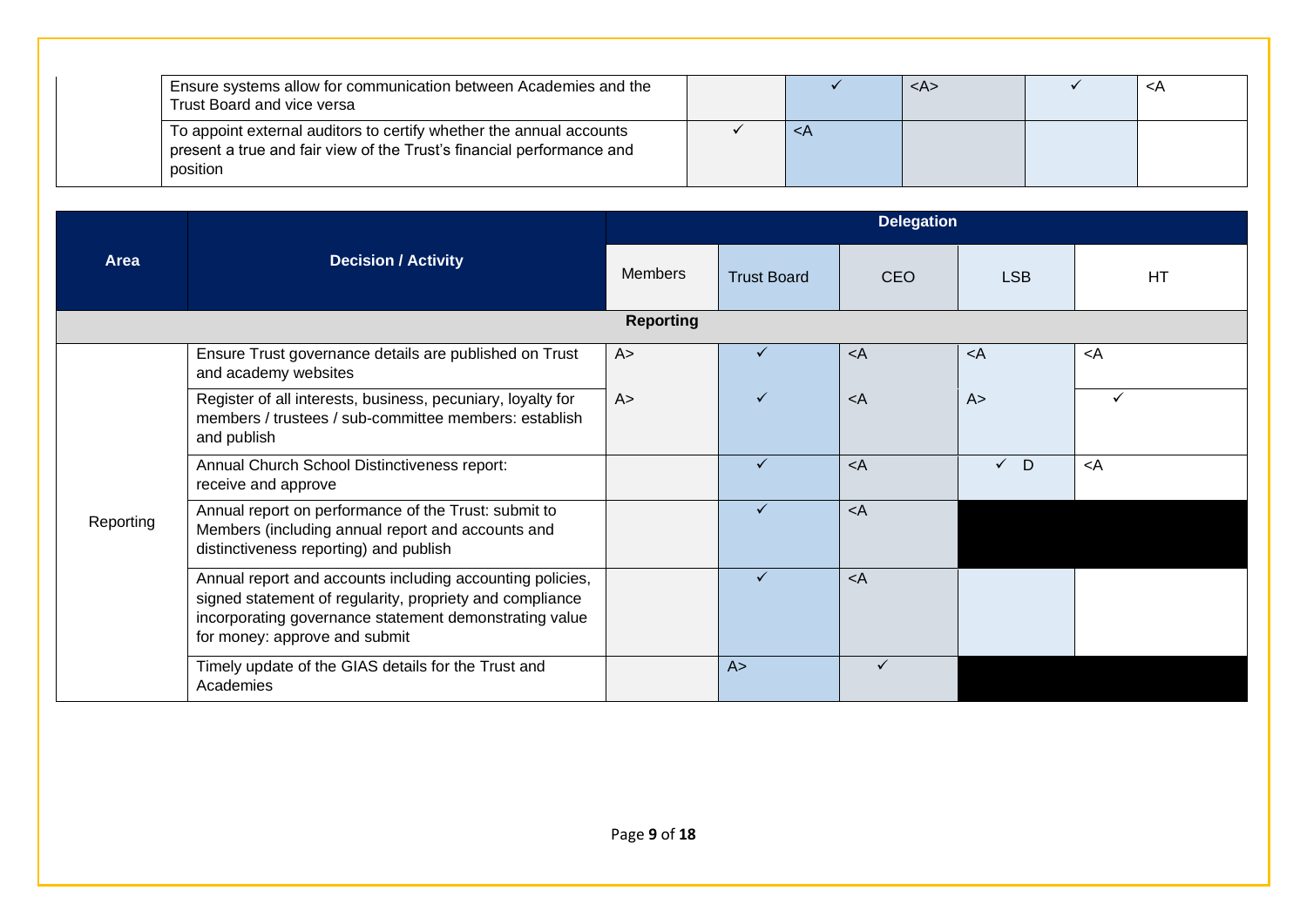| | | | | | | |
|---|---|---|---|---|---|---|
| | Ensure systems allow for communication between Academies and the Trust Board and vice versa | | ✓ | <A> | ✓ | <A |
| | To appoint external auditors to certify whether the annual accounts present a true and fair view of the Trust's financial performance and position | ✓ | <A | | | |

| Area | Decision / Activity | Delegation | | | | |
|---|---|---|---|---|---|---|
| | | Members | Trust Board | CEO | LSB | HT |
| **Reporting** | | | | | | |
| Reporting | Ensure Trust governance details are published on Trust and academy websites | A> | ✓ | <A | <A | <A |
| | Register of all interests, business, pecuniary, loyalty for members / trustees / sub-committee members: establish and publish | A> | ✓ | <A | A> | ✓ |
| | Annual Church School Distinctiveness report: receive and approve | | ✓ | <A | ✓ D | <A |
| | Annual report on performance of the Trust: submit to Members (including annual report and accounts and distinctiveness reporting) and publish | | ✓ | <A | | |
| | Annual report and accounts including accounting policies, signed statement of regularity, propriety and compliance incorporating governance statement demonstrating value for money: approve and submit | | ✓ | <A | | |
| | Timely update of the GIAS details for the Trust and Academies | | A> | ✓ | | |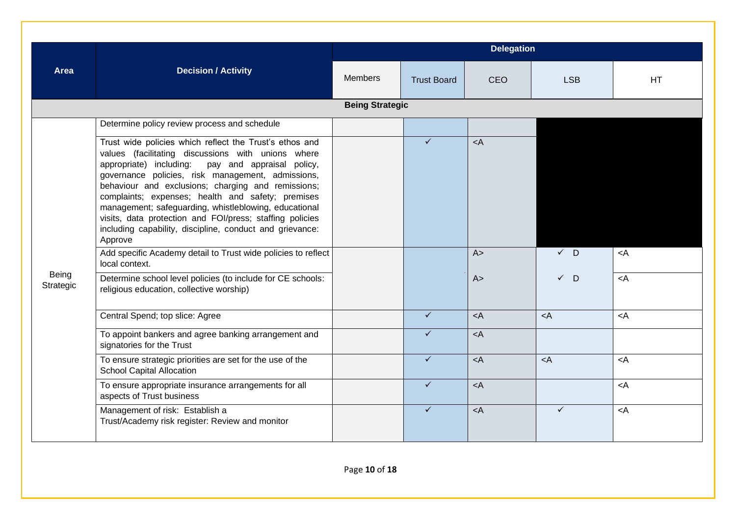| Area | Decision / Activity | Delegation | | | | |
|---|---|---|---|---|---|---|
| | | Members | Trust Board | CEO | LSB | HT |
| **Being Strategic** | | | | | | |
| Being Strategic | Determine policy review process and schedule | | | | | |
| | Trust wide policies which reflect the Trust's ethos and values (facilitating discussions with unions where appropriate) including: pay and appraisal policy, governance policies, risk management, admissions, behaviour and exclusions; charging and remissions; complaints; expenses; health and safety; premises management; safeguarding, whistleblowing, educational visits, data protection and FOI/press; staffing policies including capability, discipline, conduct and grievance: Approve | | ✓ | <A | | |
| | Add specific Academy detail to Trust wide policies to reflect local context. | | | A> | ✓ D | <A |
| | Determine school level policies (to include for CE schools: religious education, collective worship) | | | A> | ✓ D | <A |
| | Central Spend; top slice: Agree | | ✓ | <A | <A | <A |
| | To appoint bankers and agree banking arrangement and signatories for the Trust | | ✓ | <A | | |
| | To ensure strategic priorities are set for the use of the School Capital Allocation | | ✓ | <A | <A | <A |
| | To ensure appropriate insurance arrangements for all aspects of Trust business | | ✓ | <A | | <A |
| | Management of risk: Establish a Trust/Academy risk register: Review and monitor | | ✓ | <A | ✓ | <A |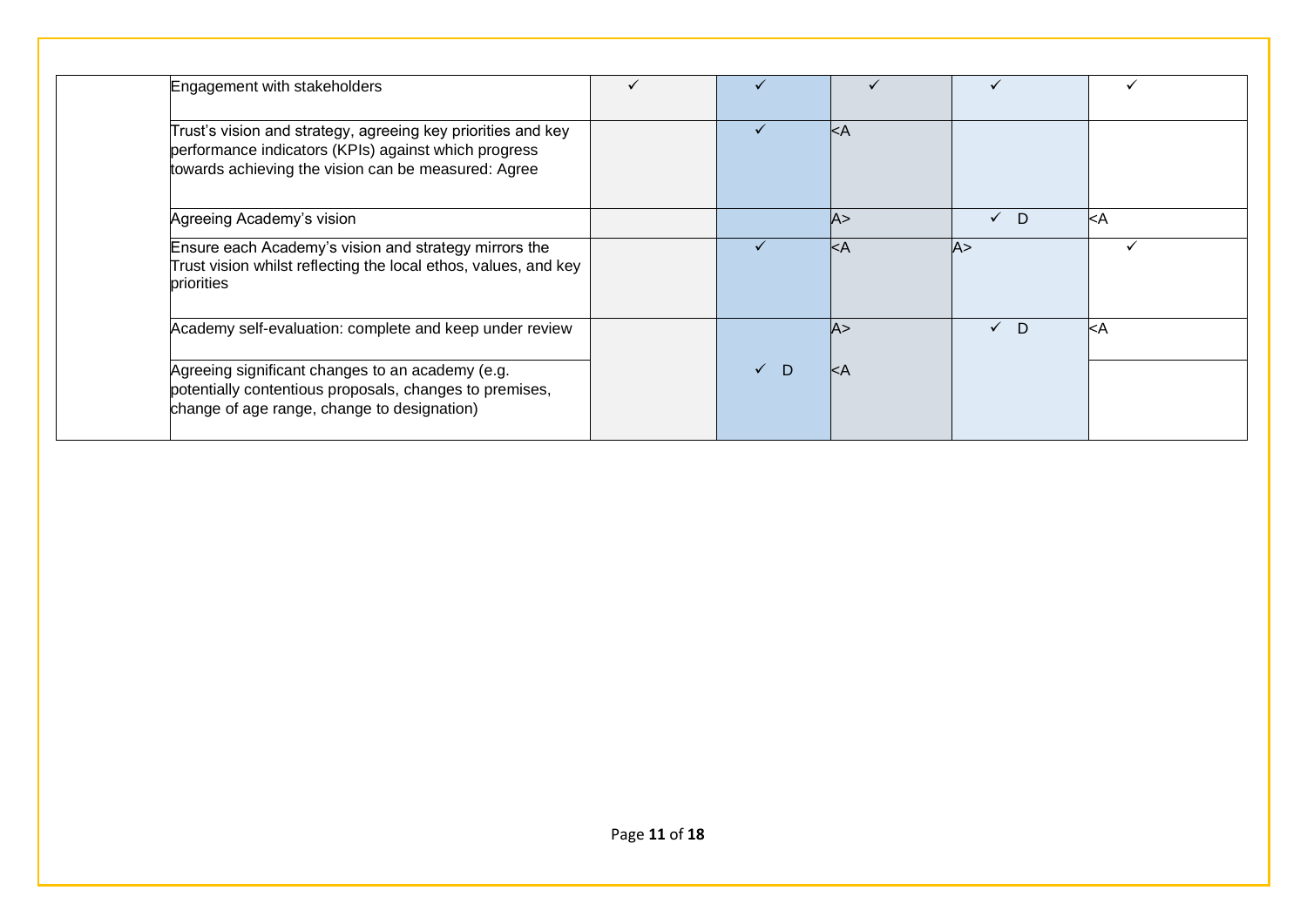| | | | | | | |
|---|---|---|---|---|---|---|
| | Engagement with stakeholders | ✓ | ✓ | ✓ | ✓ | ✓ |
| | Trust's vision and strategy, agreeing key priorities and key performance indicators (KPIs) against which progress towards achieving the vision can be measured: Agree | | ✓ | <A | | |
| | Agreeing Academy's vision | | | A> | ✓ D | <A |
| | Ensure each Academy's vision and strategy mirrors the Trust vision whilst reflecting the local ethos, values, and key priorities | | ✓ | <A | A> | ✓ |
| | Academy self-evaluation: complete and keep under review | | | A> | ✓ D | <A |
| | Agreeing significant changes to an academy (e.g. potentially contentious proposals, changes to premises, change of age range, change to designation) | | ✓ D | <A | | |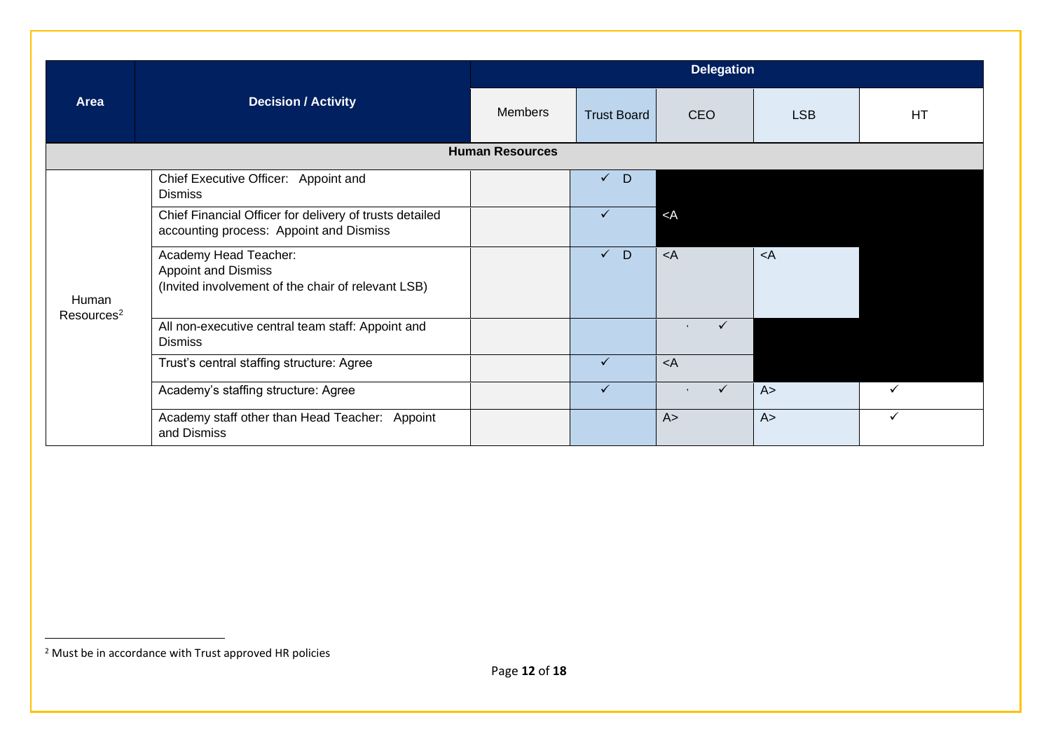| Area | Decision / Activity | Delegation | | | | |
|---|---|---|---|---|---|---|
| | | Members | Trust Board | CEO | LSB | HT |
| **Human Resources** | | | | | | |
| Human Resources[2] | Chief Executive Officer: Appoint and Dismiss | | ✓ D | | | |
| | Chief Financial Officer for delivery of trusts detailed accounting process: Appoint and Dismiss | | ✓ | <A | | |
| | Academy Head Teacher: Appoint and Dismiss (Invited involvement of the chair of relevant LSB) | | ✓ D | <A | <A | |
| | All non-executive central team staff: Appoint and Dismiss | | | ✓ | | |
| | Trust's central staffing structure: Agree | | ✓ | <A | | |
| | Academy's staffing structure: Agree | | ✓ | ✓ | A> | ✓ |
| | Academy staff other than Head Teacher: Appoint and Dismiss | | | A> | A> | ✓ |

[2] Must be in accordance with Trust approved HR policies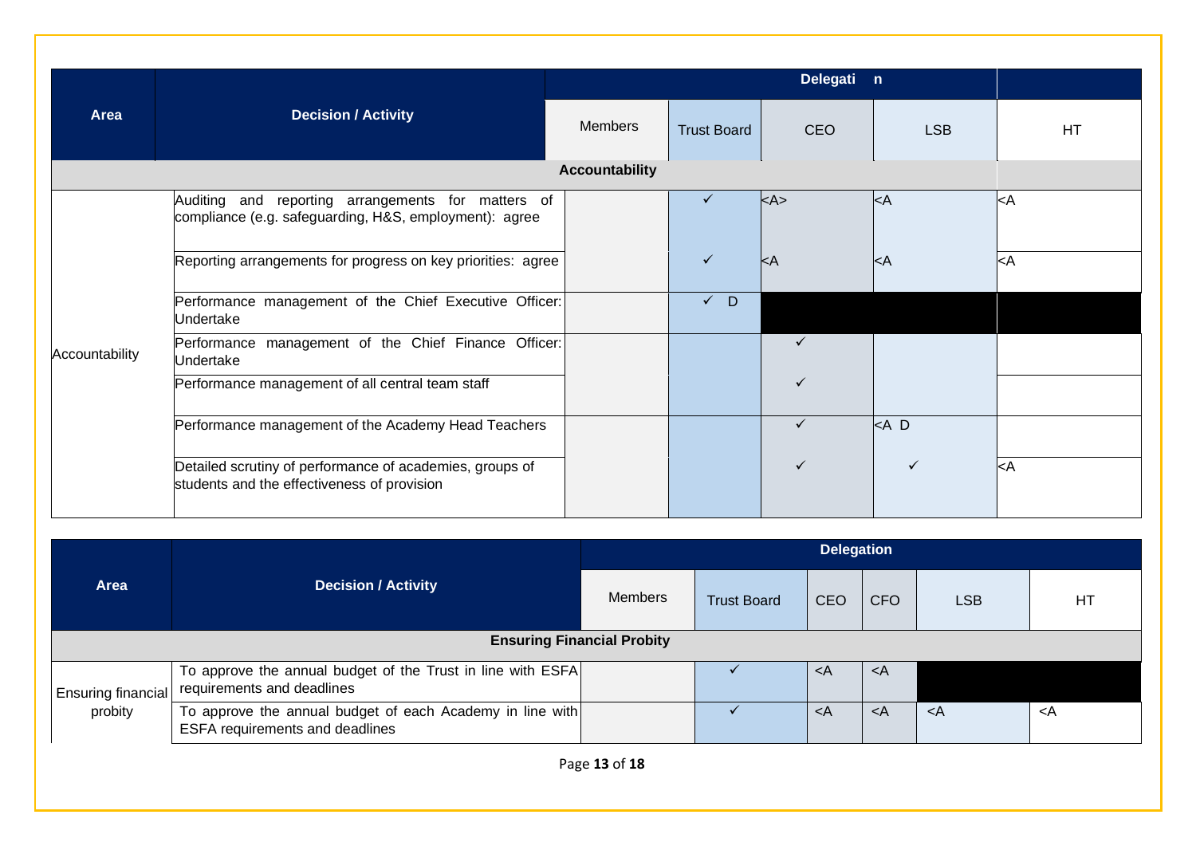| Area | Decision / Activity | Delegation | | | | |
|---|---|---|---|---|---|---|
| | | Members | Trust Board | CEO | LSB | HT |
| **Accountability** | | | | | | |
| Accountability | Auditing and reporting arrangements for matters of compliance (e.g. safeguarding, H&S, employment): agree | | ✓ | <A> | <A | <A |
| | Reporting arrangements for progress on key priorities: agree | | ✓ | <A | <A | <A |
| | Performance management of the Chief Executive Officer: Undertake | | ✓ D | | | |
| | Performance management of the Chief Finance Officer: Undertake | | | ✓ | | |
| | Performance management of all central team staff | | | ✓ | | |
| | Performance management of the Academy Head Teachers | | | ✓ | <A D | |
| | Detailed scrutiny of performance of academies, groups of students and the effectiveness of provision | | | ✓ | ✓ | <A |

| Area | Decision / Activity | Delegation | | | | | |
|---|---|---|---|---|---|---|---|
| | | Members | Trust Board | CEO | CFO | LSB | HT |
| **Ensuring Financial Probity** | | | | | | | |
| Ensuring financial probity | To approve the annual budget of the Trust in line with ESFA requirements and deadlines | | ✓ | <A | <A | | |
| | To approve the annual budget of each Academy in line with ESFA requirements and deadlines | | ✓ | <A | <A | <A | <A |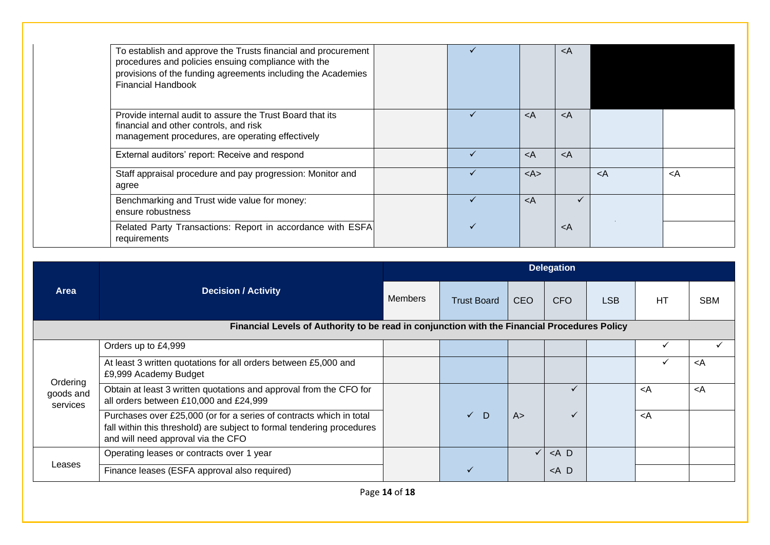| Area | Decision / Activity | Members | Trust Board | CEO | CFO | LSB | HT | SBM |
|---|---|---|---|---|---|---|---|---|
| | To establish and approve the Trusts financial and procurement procedures and policies ensuing compliance with the provisions of the funding agreements including the Academies Financial Handbook | | ✓ | | <A | | | |
| | Provide internal audit to assure the Trust Board that its financial and other controls, and risk management procedures, are operating effectively | | ✓ | <A | <A | | | |
| | External auditors' report: Receive and respond | | ✓ | <A | <A | | | |
| | Staff appraisal procedure and pay progression: Monitor and agree | | ✓ | <A> | | <A | <A | |
| | Benchmarking and Trust wide value for money: ensure robustness | | ✓ | <A | ✓ | | | |
| | Related Party Transactions: Report in accordance with ESFA requirements | | ✓ | | <A | | | |

| Area | Decision / Activity | Delegation | | | | | | |
|---|---|---|---|---|---|---|---|---|
| | | Members | Trust Board | CEO | CFO | LSB | HT | SBM |
| **Financial Levels of Authority to be read in conjunction with the Financial Procedures Policy** | | | | | | | | |
| Ordering goods and services | Orders up to £4,999 | | | | | | ✓ | ✓ |
| | At least 3 written quotations for all orders between £5,000 and £9,999 Academy Budget | | | | | | ✓ | <A |
| | Obtain at least 3 written quotations and approval from the CFO for all orders between £10,000 and £24,999 | | | | ✓ | | <A | <A |
| | Purchases over £25,000 (or for a series of contracts which in total fall within this threshold) are subject to formal tendering procedures and will need approval via the CFO | | ✓ D | A> | ✓ | | <A | |
| Leases | Operating leases or contracts over 1 year | | | ✓ | <A D | | | |
| | Finance leases (ESFA approval also required) | | ✓ | | <A D | | | |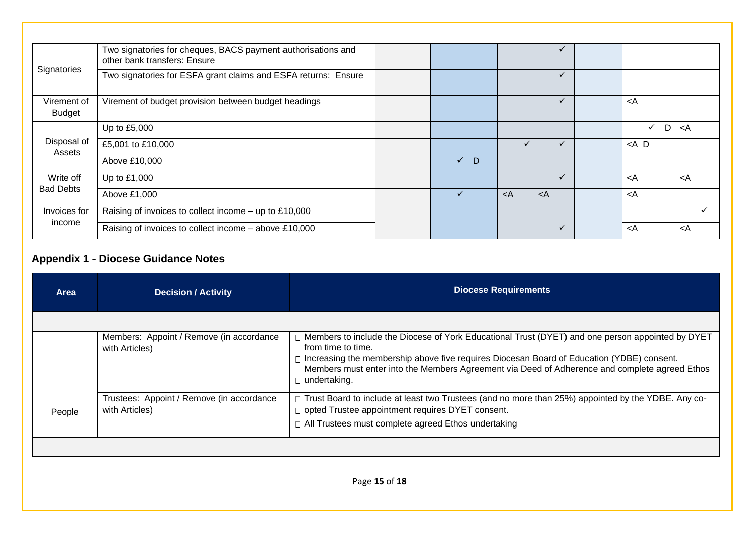| | | | | | | | | |
|---|---|---|---|---|---|---|---|---|
| Signatories | Two signatories for cheques, BACS payment authorisations and other bank transfers: Ensure | | | | ✓ | | | |
| | Two signatories for ESFA grant claims and ESFA returns: Ensure | | | | ✓ | | | |
| Virement of Budget | Virement of budget provision between budget headings | | | | ✓ | | <A | |
| Disposal of Assets | Up to £5,000 | | | | | | ✓ D | <A |
| | £5,001 to £10,000 | | | ✓ | ✓ | | <A D | |
| | Above £10,000 | | ✓ D | | | | | |
| Write off Bad Debts | Up to £1,000 | | | | ✓ | | <A | <A |
| | Above £1,000 | | ✓ | <A | <A | | <A | |
| Invoices for income | Raising of invoices to collect income – up to £10,000 | | | | | | | ✓ |
| | Raising of invoices to collect income – above £10,000 | | | | ✓ | | <A | <A |

## Appendix 1 - Diocese Guidance Notes

| Area | Decision / Activity | Diocese Requirements |
|---|---|---|
| | | |
| People | Members: Appoint / Remove (in accordance with Articles) | - Members to include the Diocese of York Educational Trust (DYET) and one person appointed by DYET from time to time.<br>- Increasing the membership above five requires Diocesan Board of Education (YDBE) consent. Members must enter into the Members Agreement via Deed of Adherence and complete agreed Ethos undertaking. |
| | Trustees: Appoint / Remove (in accordance with Articles) | - Trust Board to include at least two Trustees (and no more than 25%) appointed by the YDBE. Any co-opted Trustee appointment requires DYET consent.<br>- All Trustees must complete agreed Ethos undertaking |
| | | |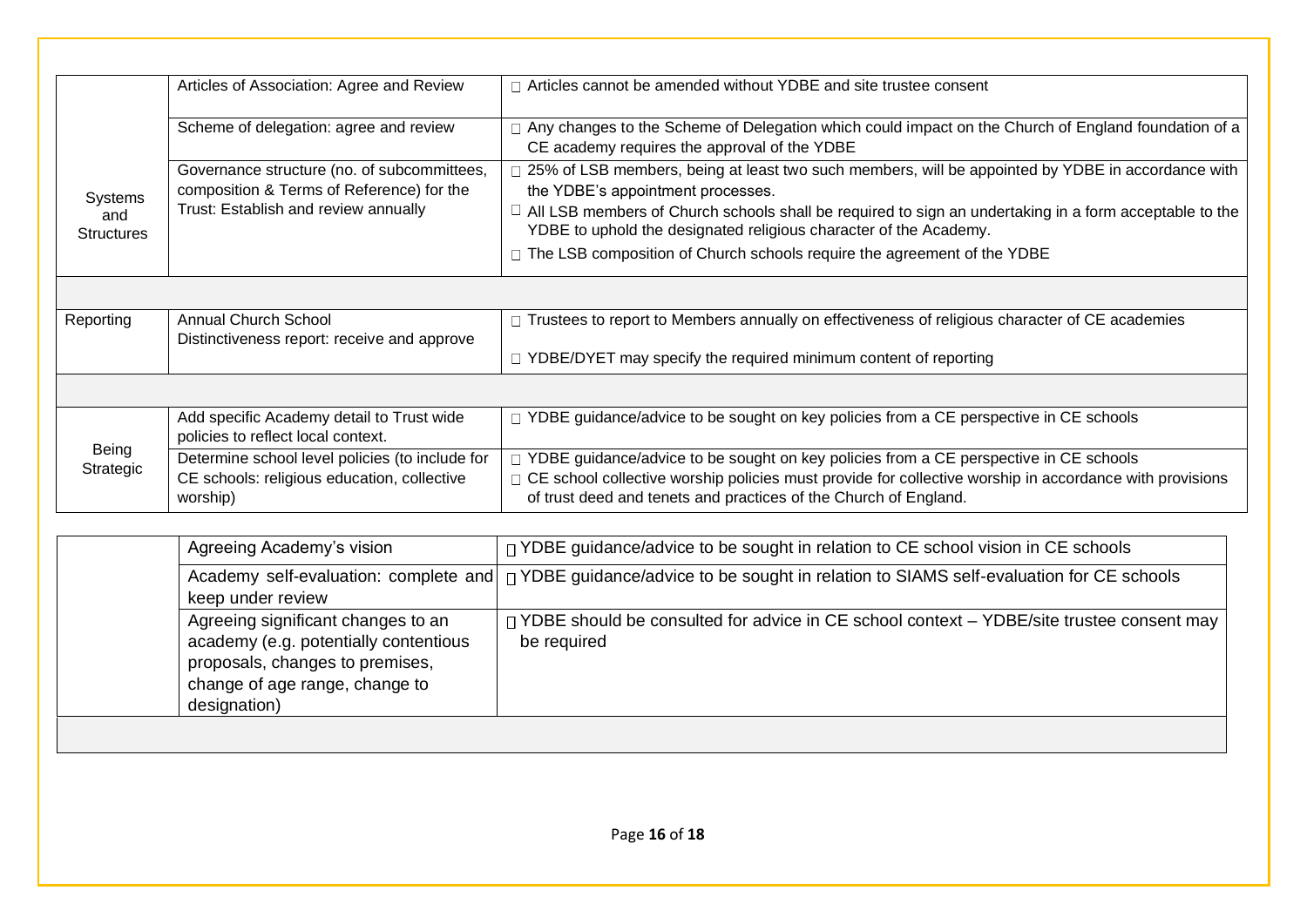| | | |
|---|---|---|
| Systems and Structures | Articles of Association: Agree and Review | Articles cannot be amended without YDBE and site trustee consent |
| | Scheme of delegation: agree and review | Any changes to the Scheme of Delegation which could impact on the Church of England foundation of a CE academy requires the approval of the YDBE |
| | Governance structure (no. of subcommittees, composition & Terms of Reference) for the Trust: Establish and review annually | 25% of LSB members, being at least two such members, will be appointed by YDBE in accordance with the YDBE's appointment processes.<br>All LSB members of Church schools shall be required to sign an undertaking in a form acceptable to the YDBE to uphold the designated religious character of the Academy.<br>The LSB composition of Church schools require the agreement of the YDBE |
| | | |
| Reporting | Annual Church School Distinctiveness report: receive and approve | Trustees to report to Members annually on effectiveness of religious character of CE academies<br>YDBE/DYET may specify the required minimum content of reporting |
| | | |
| Being Strategic | Add specific Academy detail to Trust wide policies to reflect local context. | YDBE guidance/advice to be sought on key policies from a CE perspective in CE schools |
| | Determine school level policies (to include for CE schools: religious education, collective worship) | YDBE guidance/advice to be sought on key policies from a CE perspective in CE schools<br>CE school collective worship policies must provide for collective worship in accordance with provisions of trust deed and tenets and practices of the Church of England. |

| | | |
|---|---|---|
| | Agreeing Academy's vision | YDBE guidance/advice to be sought in relation to CE school vision in CE schools |
| | Academy self-evaluation: complete and keep under review | YDBE guidance/advice to be sought in relation to SIAMS self-evaluation for CE schools |
| | Agreeing significant changes to an academy (e.g. potentially contentious proposals, changes to premises, change of age range, change to designation) | YDBE should be consulted for advice in CE school context – YDBE/site trustee consent may be required |
| | | |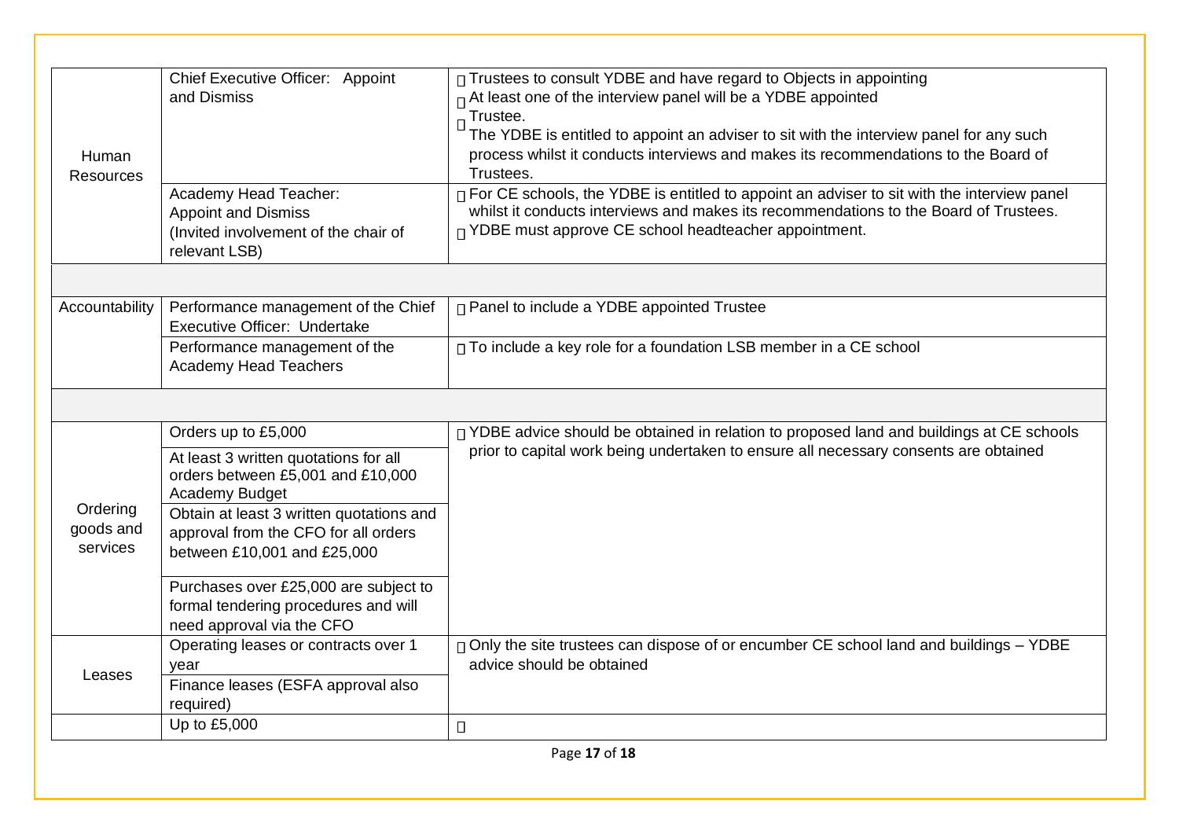| Human Resources | Chief Executive Officer: Appoint and Dismiss | Trustees to consult YDBE and have regard to Objects in appointing<br>At least one of the interview panel will be a YDBE appointed Trustee.<br>The YDBE is entitled to appoint an adviser to sit with the interview panel for any such process whilst it conducts interviews and makes its recommendations to the Board of Trustees. |
|---|---|---|
| | Academy Head Teacher: Appoint and Dismiss (Invited involvement of the chair of relevant LSB) | For CE schools, the YDBE is entitled to appoint an adviser to sit with the interview panel whilst it conducts interviews and makes its recommendations to the Board of Trustees.<br>YDBE must approve CE school headteacher appointment. |
| | | |
| Accountability | Performance management of the Chief Executive Officer: Undertake | Panel to include a YDBE appointed Trustee |
| | Performance management of the Academy Head Teachers | To include a key role for a foundation LSB member in a CE school |
| | | |
| Ordering goods and services | Orders up to £5,000 | YDBE advice should be obtained in relation to proposed land and buildings at CE schools prior to capital work being undertaken to ensure all necessary consents are obtained |
| | At least 3 written quotations for all orders between £5,001 and £10,000 Academy Budget | |
| | Obtain at least 3 written quotations and approval from the CFO for all orders between £10,001 and £25,000 | |
| | Purchases over £25,000 are subject to formal tendering procedures and will need approval via the CFO | |
| Leases | Operating leases or contracts over 1 year | Only the site trustees can dispose of or encumber CE school land and buildings – YDBE advice should be obtained |
| | Finance leases (ESFA approval also required) | |
| | Up to £5,000 | |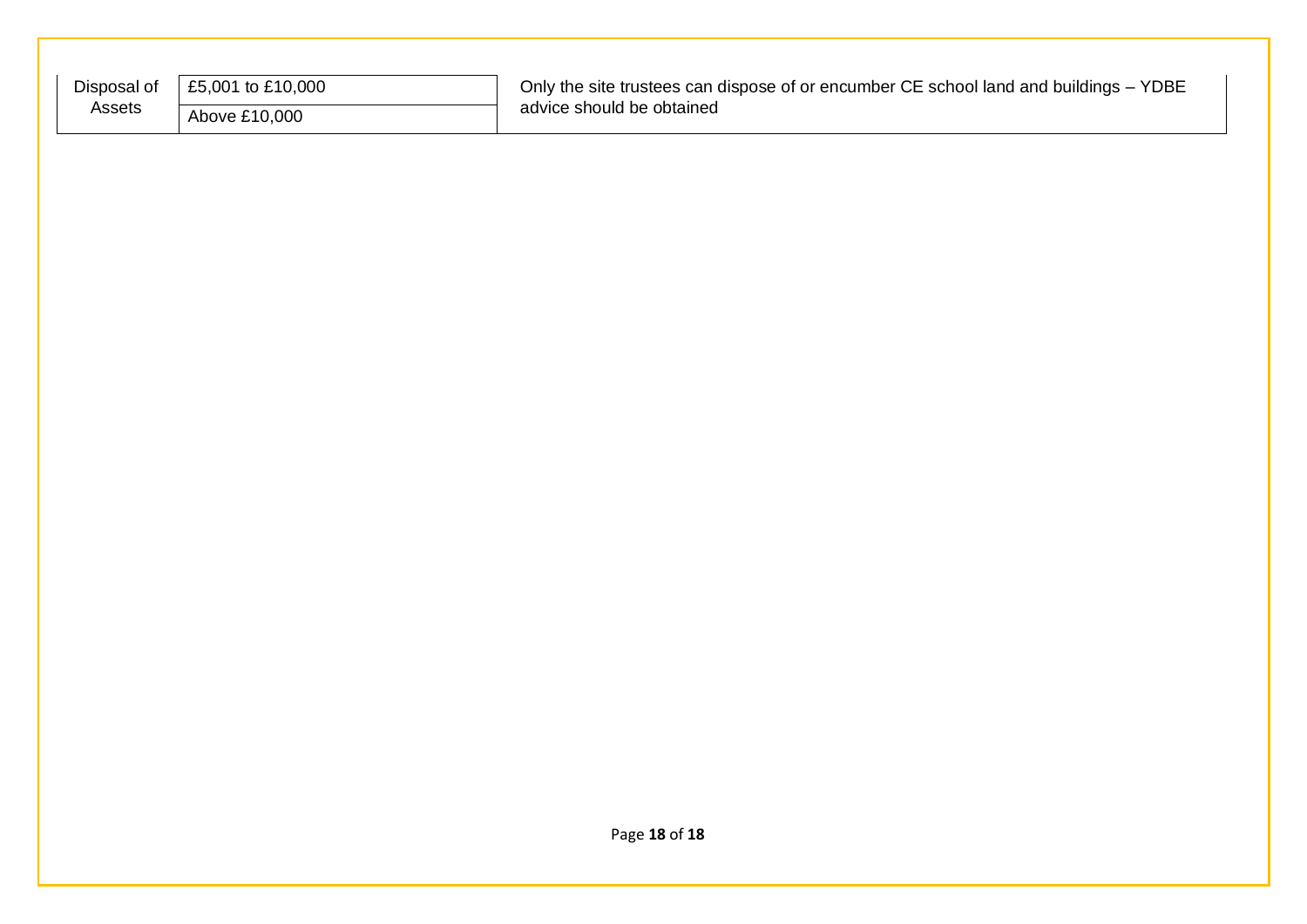| | | |
|---|---|---|
| Disposal of Assets | £5,001 to £10,000 | Only the site trustees can dispose of or encumber CE school land and buildings – YDBE advice should be obtained |
| | Above £10,000 | |